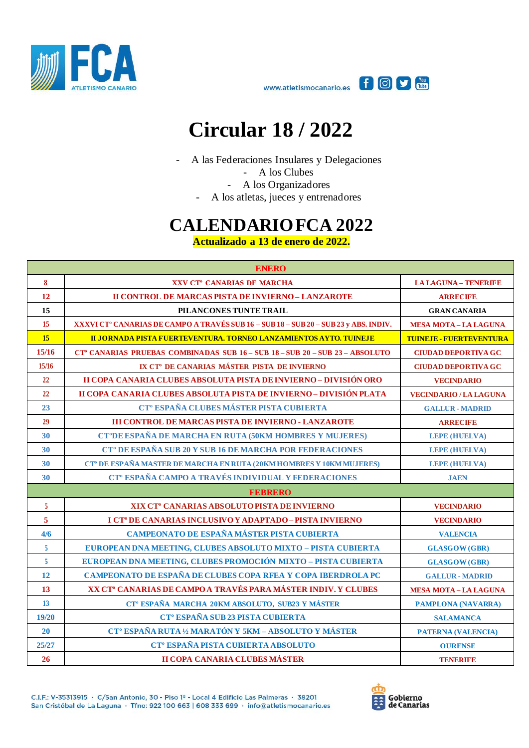# Circular 18 / 2022

- A las Federaciones Insulares y Delegaciones
- A los Clubes
- A los Organizadores
- A los atletas, jueces y entrenadores

## CALENDARIO FCA 2022

**Actualizado a 13 de enero de 2022.**

| ENERO | | |
|---|---|---|
| 8 | XXV CTº CANARIAS DE MARCHA | LA LAGUNA – TENERIFE |
| 12 | II CONTROL DE MARCAS PISTA DE INVIERNO – LANZAROTE | ARRECIFE |
| 15 | PILANCONES TUNTE TRAIL | GRAN CANARIA |
| 15 | XXXVI CTº CANARIAS DE CAMPO A TRAVÉS SUB 16 – SUB 18 – SUB 20 – SUB 23 y ABS. INDIV. | MESA MOTA – LA LAGUNA |
| 15 | II JORNADA PISTA FUERTEVENTURA. TORNEO LANZAMIENTOS AYTO. TUINEJE | TUINEJE - FUERTEVENTURA |
| 15/16 | CTº CANARIAS PRUEBAS COMBINADAS SUB 16 – SUB 18 – SUB 20 – SUB 23 – ABSOLUTO | CIUDAD DEPORTIVA GC |
| 15/16 | IX CTº DE CANARIAS MÁSTER PISTA DE INVIERNO | CIUDAD DEPORTIVA GC |
| 22 | II COPA CANARIA CLUBES ABSOLUTA PISTA DE INVIERNO – DIVISIÓN ORO | VECINDARIO |
| 22 | II COPA CANARIA CLUBES ABSOLUTA PISTA DE INVIERNO – DIVISIÓN PLATA | VECINDARIO / LA LAGUNA |
| 23 | CTº ESPAÑA CLUBES MÁSTER PISTA CUBIERTA | GALLUR - MADRID |
| 29 | III CONTROL DE MARCAS PISTA DE INVIERNO - LANZAROTE | ARRECIFE |
| 30 | CTºDE ESPAÑA DE MARCHA EN RUTA (50KM HOMBRES Y MUJERES) | LEPE (HUELVA) |
| 30 | CTº DE ESPAÑA SUB 20 Y SUB 16 DE MARCHA POR FEDERACIONES | LEPE (HUELVA) |
| 30 | CTº DE ESPAÑA MASTER DE MARCHA EN RUTA (20KM HOMBRES Y 10KM MUJERES) | LEPE (HUELVA) |
| 30 | CTº ESPAÑA CAMPO A TRAVÉS INDIVIDUAL Y FEDERACIONES | JAEN |
| **FEBRERO** | | |
| 5 | XIX CTº CANARIAS ABSOLUTO PISTA DE INVIERNO | VECINDARIO |
| 5 | I CTº DE CANARIAS INCLUSIVO Y ADAPTADO – PISTA INVIERNO | VECINDARIO |
| 4/6 | CAMPEONATO DE ESPAÑA MÁSTER PISTA CUBIERTA | VALENCIA |
| 5 | EUROPEAN DNA MEETING, CLUBES ABSOLUTO MIXTO – PISTA CUBIERTA | GLASGOW (GBR) |
| 5 | EUROPEAN DNA MEETING, CLUBES PROMOCIÓN MIXTO – PISTA CUBIERTA | GLASGOW (GBR) |
| 12 | CAMPEONATO DE ESPAÑA DE CLUBES COPA RFEA Y COPA IBERDROLA PC | GALLUR - MADRID |
| 13 | XX CTº CANARIAS DE CAMPO A TRAVÉS PARA MÁSTER INDIV. Y CLUBES | MESA MOTA – LA LAGUNA |
| 13 | CTº ESPAÑA MARCHA 20KM ABSOLUTO, SUB23 Y MÁSTER | PAMPLONA (NAVARRA) |
| 19/20 | CTº ESPAÑA SUB 23 PISTA CUBIERTA | SALAMANCA |
| 20 | CTº ESPAÑA RUTA ½ MARATÓN Y 5KM – ABSOLUTO Y MÁSTER | PATERNA (VALENCIA) |
| 25/27 | CTº ESPAÑA PISTA CUBIERTA ABSOLUTO | OURENSE |
| 26 | II COPA CANARIA CLUBES MÁSTER | TENERIFE |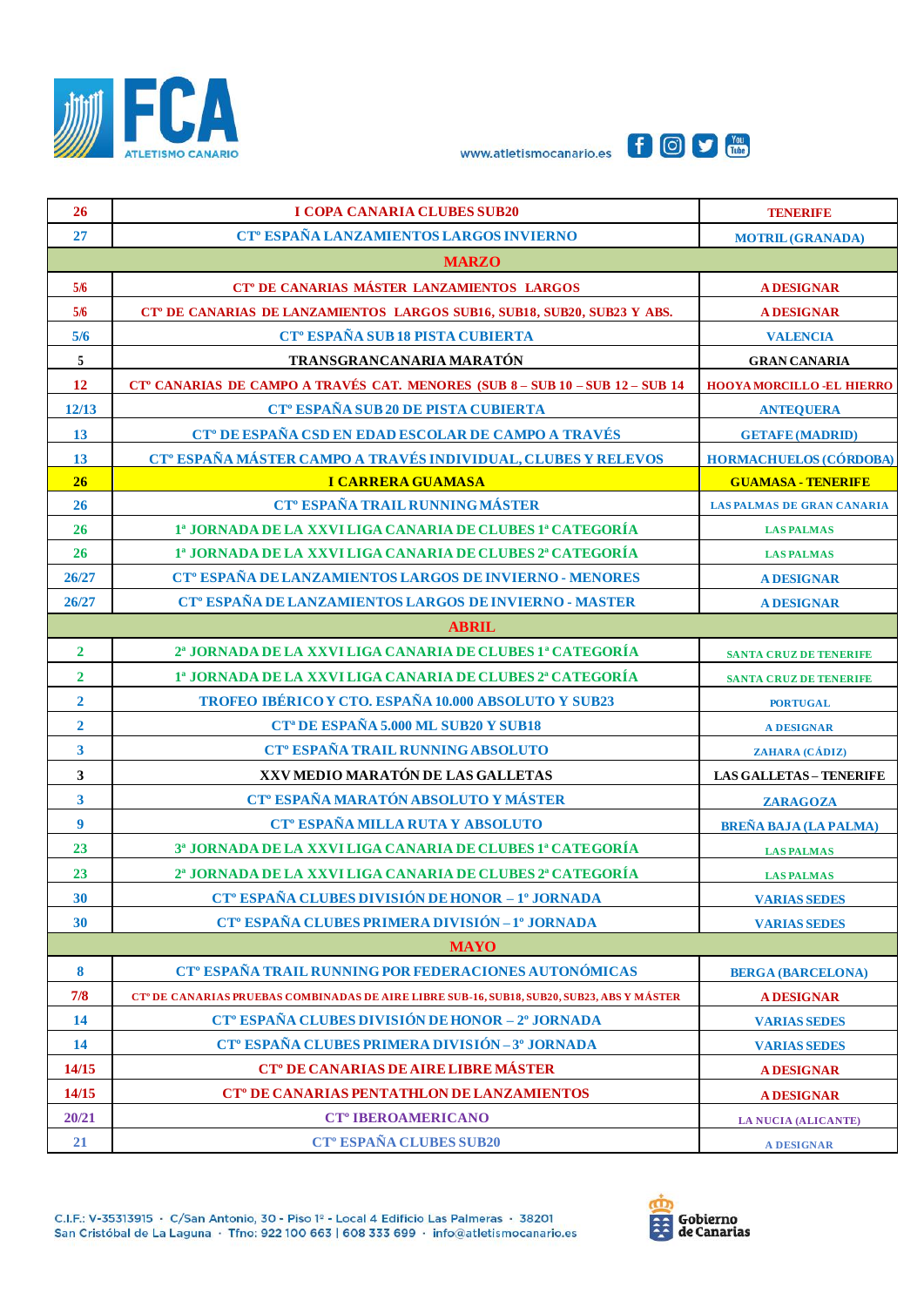| | | |
|---|---|---|
| 26 | I COPA CANARIA CLUBES SUB20 | TENERIFE |
| 27 | CTº ESPAÑA LANZAMIENTOS LARGOS INVIERNO | MOTRIL (GRANADA) |
| **MARZO** | | |
| 5/6 | CTº DE CANARIAS MÁSTER LANZAMIENTOS LARGOS | A DESIGNAR |
| 5/6 | CTº DE CANARIAS DE LANZAMIENTOS LARGOS SUB16, SUB18, SUB20, SUB23 Y ABS. | A DESIGNAR |
| 5/6 | CTº ESPAÑA SUB 18 PISTA CUBIERTA | VALENCIA |
| 5 | TRANSGRANCANARIA MARATÓN | GRAN CANARIA |
| 12 | CTº CANARIAS DE CAMPO A TRAVÉS CAT. MENORES (SUB 8 – SUB 10 – SUB 12 – SUB 14 | HOOYA MORCILLO -EL HIERRO |
| 12/13 | CTº ESPAÑA SUB 20 DE PISTA CUBIERTA | ANTEQUERA |
| 13 | CTº DE ESPAÑA CSD EN EDAD ESCOLAR DE CAMPO A TRAVÉS | GETAFE (MADRID) |
| 13 | CTº ESPAÑA MÁSTER CAMPO A TRAVÉS INDIVIDUAL, CLUBES Y RELEVOS | HORMACHUELOS (CÓRDOBA) |
| 26 | I CARRERA GUAMASA | GUAMASA - TENERIFE |
| 26 | CTº ESPAÑA TRAIL RUNNING MÁSTER | LAS PALMAS DE GRAN CANARIA |
| 26 | 1ª JORNADA DE LA XXVI LIGA CANARIA DE CLUBES 1ª CATEGORÍA | LAS PALMAS |
| 26 | 1ª JORNADA DE LA XXVI LIGA CANARIA DE CLUBES 2ª CATEGORÍA | LAS PALMAS |
| 26/27 | CTº ESPAÑA DE LANZAMIENTOS LARGOS DE INVIERNO - MENORES | A DESIGNAR |
| 26/27 | CTº ESPAÑA DE LANZAMIENTOS LARGOS DE INVIERNO - MASTER | A DESIGNAR |
| **ABRIL** | | |
| 2 | 2ª JORNADA DE LA XXVI LIGA CANARIA DE CLUBES 1ª CATEGORÍA | SANTA CRUZ DE TENERIFE |
| 2 | 1ª JORNADA DE LA XXVI LIGA CANARIA DE CLUBES 2ª CATEGORÍA | SANTA CRUZ DE TENERIFE |
| 2 | TROFEO IBÉRICO Y CTO. ESPAÑA 10.000 ABSOLUTO Y SUB23 | PORTUGAL |
| 2 | CTª DE ESPAÑA 5.000 ML SUB20 Y SUB18 | A DESIGNAR |
| 3 | CTº ESPAÑA TRAIL RUNNING ABSOLUTO | ZAHARA (CÁDIZ) |
| 3 | XXV MEDIO MARATÓN DE LAS GALLETAS | LAS GALLETAS – TENERIFE |
| 3 | CTº ESPAÑA MARATÓN ABSOLUTO Y MÁSTER | ZARAGOZA |
| 9 | CTº ESPAÑA MILLA RUTA Y ABSOLUTO | BREÑA BAJA (LA PALMA) |
| 23 | 3ª JORNADA DE LA XXVI LIGA CANARIA DE CLUBES 1ª CATEGORÍA | LAS PALMAS |
| 23 | 2ª JORNADA DE LA XXVI LIGA CANARIA DE CLUBES 2ª CATEGORÍA | LAS PALMAS |
| 30 | CTº ESPAÑA CLUBES DIVISIÓN DE HONOR – 1º JORNADA | VARIAS SEDES |
| 30 | CTº ESPAÑA CLUBES PRIMERA DIVISIÓN – 1º JORNADA | VARIAS SEDES |
| **MAYO** | | |
| 8 | CTº ESPAÑA TRAIL RUNNING POR FEDERACIONES AUTONÓMICAS | BERGA (BARCELONA) |
| 7/8 | CTº DE CANARIAS PRUEBAS COMBINADAS DE AIRE LIBRE SUB-16, SUB18, SUB20, SUB23, ABS Y MÁSTER | A DESIGNAR |
| 14 | CTº ESPAÑA CLUBES DIVISIÓN DE HONOR – 2º JORNADA | VARIAS SEDES |
| 14 | CTº ESPAÑA CLUBES PRIMERA DIVISIÓN – 3º JORNADA | VARIAS SEDES |
| 14/15 | CTº DE CANARIAS DE AIRE LIBRE MÁSTER | A DESIGNAR |
| 14/15 | CTº DE CANARIAS PENTATHLON DE LANZAMIENTOS | A DESIGNAR |
| 20/21 | CTº IBEROAMERICANO | LA NUCIA (ALICANTE) |
| 21 | CTº ESPAÑA CLUBES SUB20 | A DESIGNAR |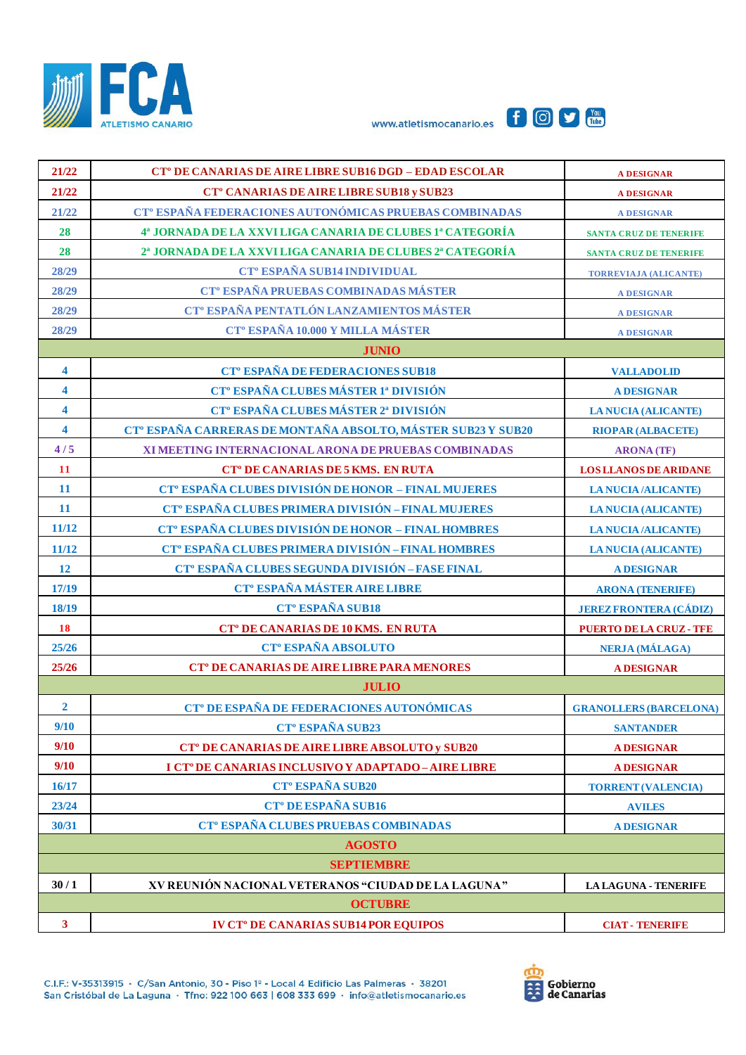| 21/22 | Ctº DE CANARIAS DE AIRE LIBRE SUB16 DGD – EDAD ESCOLAR | A DESIGNAR |
|---|---|---|
| 21/22 | Ctº CANARIAS DE AIRE LIBRE SUB18 y SUB23 | A DESIGNAR |
| 21/22 | Ctº ESPAÑA FEDERACIONES AUTONÓMICAS PRUEBAS COMBINADAS | A DESIGNAR |
| 28 | 4ª JORNADA DE LA XXVI LIGA CANARIA DE CLUBES 1ª CATEGORÍA | SANTA CRUZ DE TENERIFE |
| 28 | 2ª JORNADA DE LA XXVI LIGA CANARIA DE CLUBES 2ª CATEGORÍA | SANTA CRUZ DE TENERIFE |
| 28/29 | Ctº ESPAÑA SUB14 INDIVIDUAL | TORREVIAJA (ALICANTE) |
| 28/29 | Ctº ESPAÑA PRUEBAS COMBINADAS MÁSTER | A DESIGNAR |
| 28/29 | Ctº ESPAÑA PENTATLÓN LANZAMIENTOS MÁSTER | A DESIGNAR |
| 28/29 | Ctº ESPAÑA 10.000 Y MILLA MÁSTER | A DESIGNAR |
| | **JUNIO** | |
| 4 | Ctº ESPAÑA DE FEDERACIONES SUB18 | VALLADOLID |
| 4 | Ctº ESPAÑA CLUBES MÁSTER 1ª DIVISIÓN | A DESIGNAR |
| 4 | Ctº ESPAÑA CLUBES MÁSTER 2ª DIVISIÓN | LA NUCIA (ALICANTE) |
| 4 | Ctº ESPAÑA CARRERAS DE MONTAÑA ABSOLTO, MÁSTER SUB23 Y SUB20 | RIOPAR (ALBACETE) |
| 4 / 5 | XI MEETING INTERNACIONAL ARONA DE PRUEBAS COMBINADAS | ARONA (TF) |
| 11 | Ctº DE CANARIAS DE 5 KMS. EN RUTA | LOS LLANOS DE ARIDANE |
| 11 | Ctº ESPAÑA CLUBES DIVISIÓN DE HONOR – FINAL MUJERES | LA NUCIA /ALICANTE) |
| 11 | Ctº ESPAÑA CLUBES PRIMERA DIVISIÓN – FINAL MUJERES | LA NUCIA (ALICANTE) |
| 11/12 | Ctº ESPAÑA CLUBES DIVISIÓN DE HONOR – FINAL HOMBRES | LA NUCIA /ALICANTE) |
| 11/12 | Ctº ESPAÑA CLUBES PRIMERA DIVISIÓN – FINAL HOMBRES | LA NUCIA (ALICANTE) |
| 12 | Ctº ESPAÑA CLUBES SEGUNDA DIVISIÓN – FASE FINAL | A DESIGNAR |
| 17/19 | Ctº ESPAÑA MÁSTER AIRE LIBRE | ARONA (TENERIFE) |
| 18/19 | Ctº ESPAÑA SUB18 | JEREZ FRONTERA (CÁDIZ) |
| 18 | Ctº DE CANARIAS DE 10 KMS. EN RUTA | PUERTO DE LA CRUZ - TFE |
| 25/26 | Ctº ESPAÑA ABSOLUTO | NERJA (MÁLAGA) |
| 25/26 | Ctº DE CANARIAS DE AIRE LIBRE PARA MENORES | A DESIGNAR |
| | **JULIO** | |
| 2 | Ctº DE ESPAÑA DE FEDERACIONES AUTONÓMICAS | GRANOLLERS (BARCELONA) |
| 9/10 | Ctº ESPAÑA SUB23 | SANTANDER |
| 9/10 | Ctº DE CANARIAS DE AIRE LIBRE ABSOLUTO y SUB20 | A DESIGNAR |
| 9/10 | I Ctº DE CANARIAS INCLUSIVO Y ADAPTADO – AIRE LIBRE | A DESIGNAR |
| 16/17 | Ctº ESPAÑA SUB20 | TORRENT (VALENCIA) |
| 23/24 | Ctº DE ESPAÑA SUB16 | AVILES |
| 30/31 | Ctº ESPAÑA CLUBES PRUEBAS COMBINADAS | A DESIGNAR |
| | **AGOSTO** | |
| | **SEPTIEMBRE** | |
| 30 / 1 | XV REUNIÓN NACIONAL VETERANOS "CIUDAD DE LA LAGUNA" | LA LAGUNA - TENERIFE |
| | **OCTUBRE** | |
| 3 | IV Ctº DE CANARIAS SUB14 POR EQUIPOS | CIAT - TENERIFE |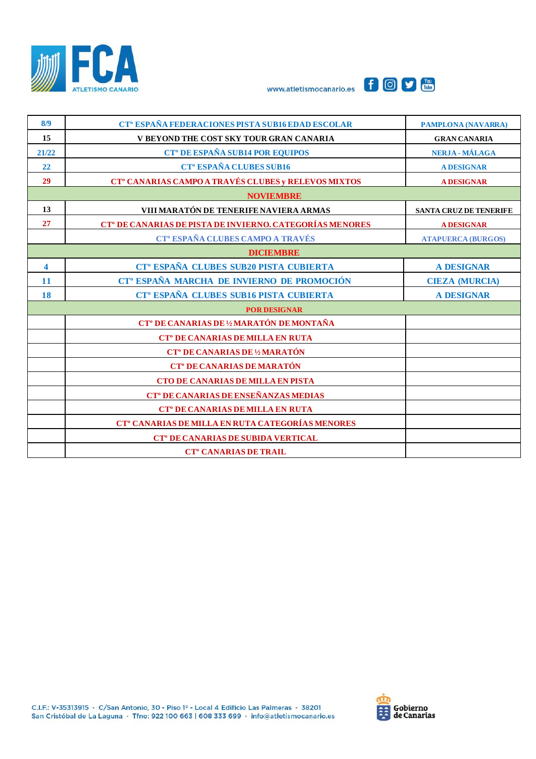| | | |
|---|---|---|
| 8/9 | CTº ESPAÑA FEDERACIONES PISTA SUB16 EDAD ESCOLAR | PAMPLONA (NAVARRA) |
| 15 | V BEYOND THE COST SKY TOUR GRAN CANARIA | GRAN CANARIA |
| 21/22 | CTº DE ESPAÑA SUB14 POR EQUIPOS | NERJA - MÁLAGA |
| 22 | CTº ESPAÑA CLUBES SUB16 | A DESIGNAR |
| 29 | CTº CANARIAS CAMPO A TRAVÉS CLUBES y RELEVOS MIXTOS | A DESIGNAR |
| | **NOVIEMBRE** | |
| 13 | VIII MARATÓN DE TENERIFE NAVIERA ARMAS | SANTA CRUZ DE TENERIFE |
| 27 | CTº DE CANARIAS DE PISTA DE INVIERNO. CATEGORÍAS MENORES | A DESIGNAR |
| | CTº ESPAÑA CLUBES CAMPO A TRAVÉS | ATAPUERCA (BURGOS) |
| | **DICIEMBRE** | |
| 4 | CTº ESPAÑA CLUBES SUB20 PISTA CUBIERTA | A DESIGNAR |
| 11 | CTº ESPAÑA MARCHA DE INVIERNO DE PROMOCIÓN | CIEZA (MURCIA) |
| 18 | CTº ESPAÑA CLUBES SUB16 PISTA CUBIERTA | A DESIGNAR |
| | **POR DESIGNAR** | |
| | CTº DE CANARIAS DE ½ MARATÓN DE MONTAÑA | |
| | CTº DE CANARIAS DE MILLA EN RUTA | |
| | CTº DE CANARIAS DE ½ MARATÓN | |
| | CTº DE CANARIAS DE MARATÓN | |
| | CTO DE CANARIAS DE MILLA EN PISTA | |
| | CTº DE CANARIAS DE ENSEÑANZAS MEDIAS | |
| | CTº DE CANARIAS DE MILLA EN RUTA | |
| | CTº CANARIAS DE MILLA EN RUTA CATEGORÍAS MENORES | |
| | CTº DE CANARIAS DE SUBIDA VERTICAL | |
| | CTº CANARIAS DE TRAIL | |